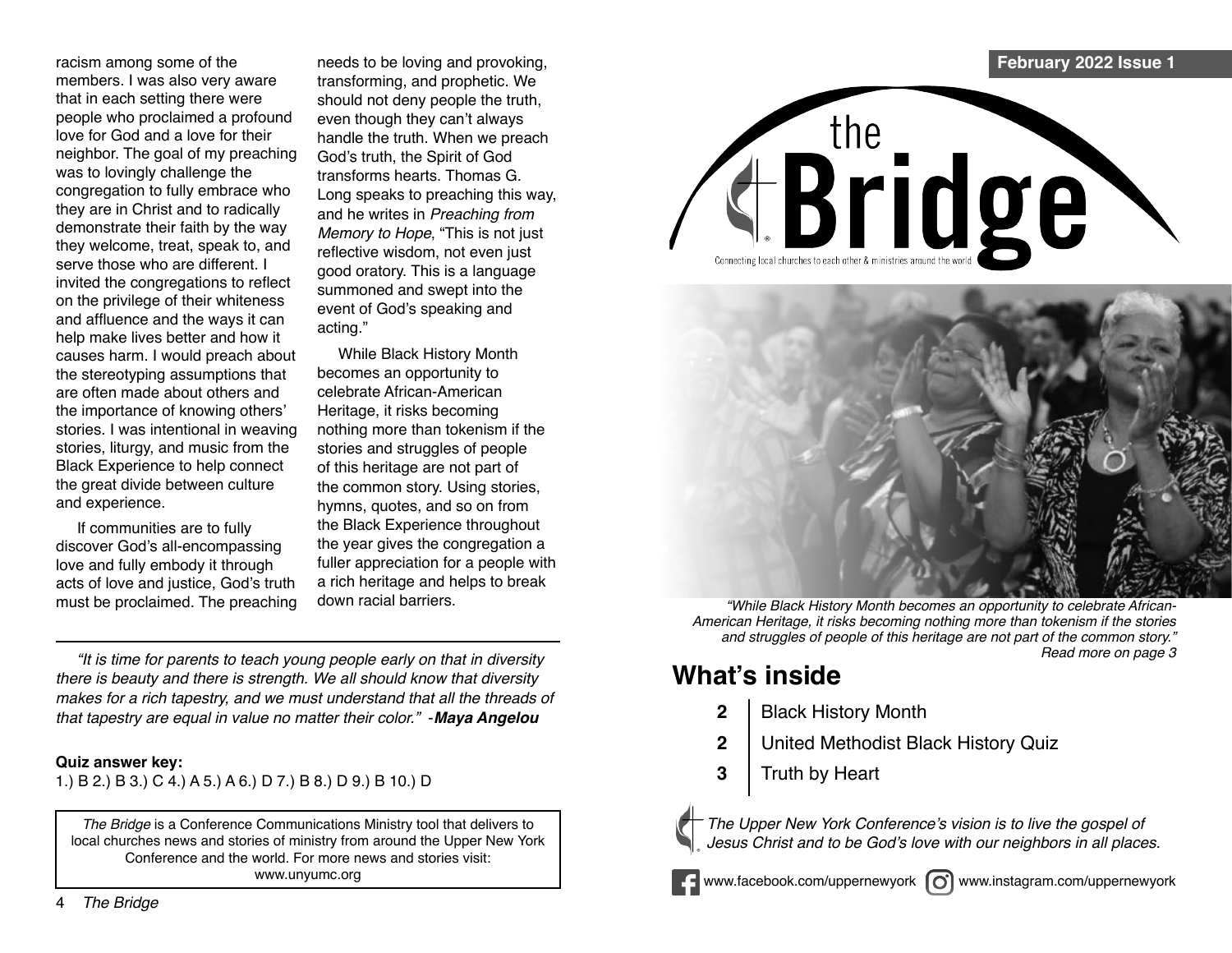racism among some of the members. I was also very aware that in each setting there were people who proclaimed a profound love for God and a love for their neighbor. The goal of my preaching was to lovingly challenge the congregation to fully embrace who they are in Christ and to radically demonstrate their faith by the way they welcome, treat, speak to, and serve those who are different. I invited the congregations to reflect on the privilege of their whiteness and affluence and the ways it can help make lives better and how it causes harm. I would preach about the stereotyping assumptions that are often made about others and the importance of knowing others' stories. I was intentional in weaving stories, liturgy, and music from the Black Experience to help connect the great divide between culture and experience.

If communities are to fully discover God's all-encompassing love and fully embody it through acts of love and justice, God's truth must be proclaimed. The preaching needs to be loving and provoking, transforming, and prophetic. We should not deny people the truth, even though they can't always handle the truth. When we preach God's truth, the Spirit of God transforms hearts. Thomas G. Long speaks to preaching this way, and he writes in *Preaching from Memory to Hope*, "This is not just reflective wisdom, not even just good oratory. This is a language summoned and swept into the event of God's speaking and acting."

While Black History Month becomes an opportunity to celebrate African-American Heritage, it risks becoming nothing more than tokenism if the stories and struggles of people of this heritage are not part of the common story. Using stories, hymns, quotes, and so on from the Black Experience throughout the year gives the congregation a fuller appreciation for a people with a rich heritage and helps to break down racial barriers.

---

*"It is time for parents to teach young people early on that in diversity there is beauty and there is strength. We all should know that diversity makes for a rich tapestry, and we must understand that all the threads of that tapestry are equal in value no matter their color."* -***Maya Angelou***

**Quiz answer key:**
1.) B 2.) B 3.) C 4.) A 5.) A 6.) D 7.) B 8.) D 9.) B 10.) D

*The Bridge* is a Conference Communications Ministry tool that delivers to local churches news and stories of ministry from around the Upper New York Conference and the world. For more news and stories visit: www.unyumc.org

**February 2022 Issue 1**

# the Bridge

Connecting local churches to each other & ministries around the world

*"While Black History Month becomes an opportunity to celebrate African-American Heritage, it risks becoming nothing more than tokenism if the stories and struggles of people of this heritage are not part of the common story."*
*Read more on page 3*

## What's inside

- **2** Black History Month
- **2** United Methodist Black History Quiz
- **3** Truth by Heart

*The Upper New York Conference's vision is to live the gospel of Jesus Christ and to be God's love with our neighbors in all places.*

www.facebook.com/uppernewyork www.instagram.com/uppernewyork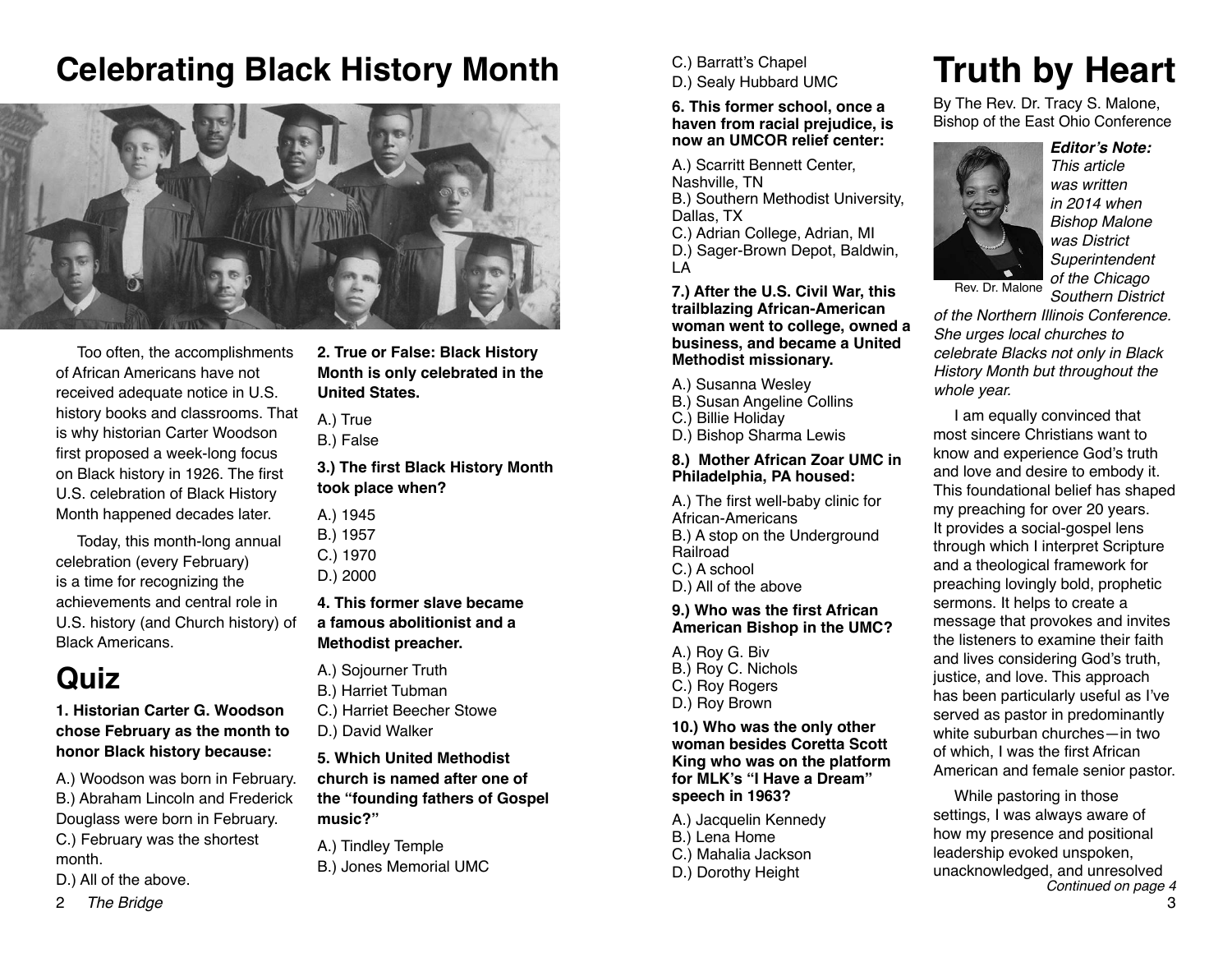# Celebrating Black History Month

Too often, the accomplishments of African Americans have not received adequate notice in U.S. history books and classrooms. That is why historian Carter Woodson first proposed a week-long focus on Black history in 1926. The first U.S. celebration of Black History Month happened decades later.

Today, this month-long annual celebration (every February) is a time for recognizing the achievements and central role in U.S. history (and Church history) of Black Americans.

## Quiz

**1. Historian Carter G. Woodson chose February as the month to honor Black history because:**

A.) Woodson was born in February.
B.) Abraham Lincoln and Frederick Douglass were born in February.
C.) February was the shortest month.
D.) All of the above.

**2. True or False: Black History Month is only celebrated in the United States.**

A.) True
B.) False

**3.) The first Black History Month took place when?**

A.) 1945
B.) 1957
C.) 1970
D.) 2000

**4. This former slave became a famous abolitionist and a Methodist preacher.**

A.) Sojourner Truth
B.) Harriet Tubman
C.) Harriet Beecher Stowe
D.) David Walker

**5. Which United Methodist church is named after one of the "founding fathers of Gospel music?"**

A.) Tindley Temple
B.) Jones Memorial UMC
C.) Barratt's Chapel
D.) Sealy Hubbard UMC

**6. This former school, once a haven from racial prejudice, is now an UMCOR relief center:**

A.) Scarritt Bennett Center, Nashville, TN
B.) Southern Methodist University, Dallas, TX
C.) Adrian College, Adrian, MI
D.) Sager-Brown Depot, Baldwin, LA

**7.) After the U.S. Civil War, this trailblazing African-American woman went to college, owned a business, and became a United Methodist missionary.**

A.) Susanna Wesley
B.) Susan Angeline Collins
C.) Billie Holiday
D.) Bishop Sharma Lewis

**8.) Mother African Zoar UMC in Philadelphia, PA housed:**

A.) The first well-baby clinic for African-Americans
B.) A stop on the Underground Railroad
C.) A school
D.) All of the above

**9.) Who was the first African American Bishop in the UMC?**

A.) Roy G. Biv
B.) Roy C. Nichols
C.) Roy Rogers
D.) Roy Brown

**10.) Who was the only other woman besides Coretta Scott King who was on the platform for MLK's "I Have a Dream" speech in 1963?**

A.) Jacquelin Kennedy
B.) Lena Home
C.) Mahalia Jackson
D.) Dorothy Height

# Truth by Heart

By The Rev. Dr. Tracy S. Malone, Bishop of the East Ohio Conference

Rev. Dr. Malone

***Editor's Note:*** *This article was written in 2014 when Bishop Malone was District Superintendent of the Chicago Southern District of the Northern Illinois Conference. She urges local churches to celebrate Blacks not only in Black History Month but throughout the whole year.*

I am equally convinced that most sincere Christians want to know and experience God's truth and love and desire to embody it. This foundational belief has shaped my preaching for over 20 years. It provides a social-gospel lens through which I interpret Scripture and a theological framework for preaching lovingly bold, prophetic sermons. It helps to create a message that provokes and invites the listeners to examine their faith and lives considering God's truth, justice, and love. This approach has been particularly useful as I've served as pastor in predominantly white suburban churches—in two of which, I was the first African American and female senior pastor.

While pastoring in those settings, I was always aware of how my presence and positional leadership evoked unspoken, unacknowledged, and unresolved

*Continued on page 4*